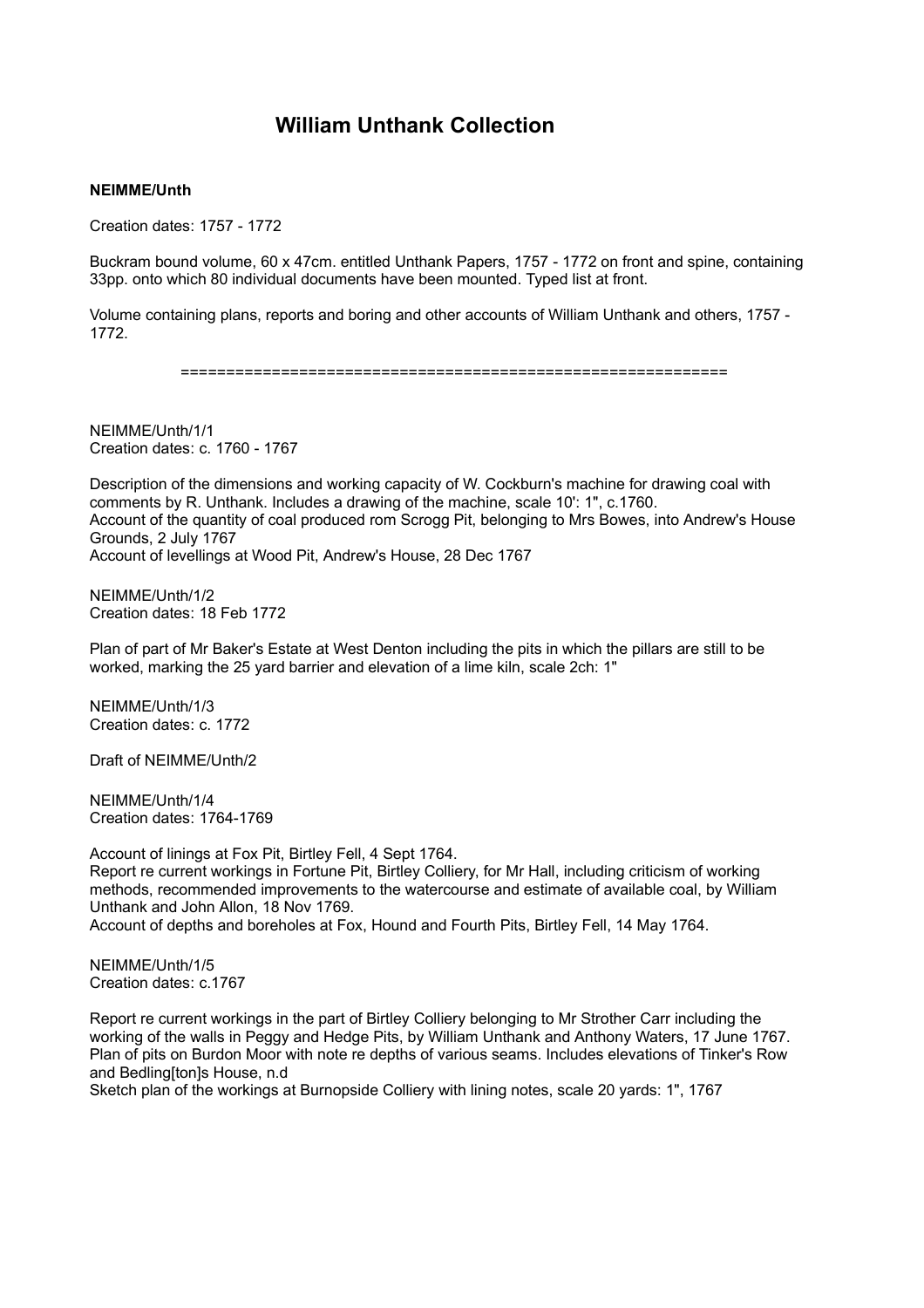# William Unthank Collection

**NEIMME/Unth**

Creation dates: 1757 - 1772

Buckram bound volume, 60 x 47cm. entitled Unthank Papers, 1757 - 1772 on front and spine, containing 33pp. onto which 80 individual documents have been mounted. Typed list at front.

Volume containing plans, reports and boring and other accounts of William Unthank and others, 1757 - 1772.

============================================================

NEIMME/Unth/1/1
Creation dates: c. 1760 - 1767

Description of the dimensions and working capacity of W. Cockburn's machine for drawing coal with comments by R. Unthank. Includes a drawing of the machine, scale 10': 1", c.1760.
Account of the quantity of coal produced rom Scrogg Pit, belonging to Mrs Bowes, into Andrew's House Grounds, 2 July 1767
Account of levellings at Wood Pit, Andrew's House, 28 Dec 1767

NEIMME/Unth/1/2
Creation dates: 18 Feb 1772

Plan of part of Mr Baker's Estate at West Denton including the pits in which the pillars are still to be worked, marking the 25 yard barrier and elevation of a lime kiln, scale 2ch: 1"

NEIMME/Unth/1/3
Creation dates: c. 1772

Draft of NEIMME/Unth/2

NEIMME/Unth/1/4
Creation dates: 1764-1769

Account of linings at Fox Pit, Birtley Fell, 4 Sept 1764.
Report re current workings in Fortune Pit, Birtley Colliery, for Mr Hall, including criticism of working methods, recommended improvements to the watercourse and estimate of available coal, by William Unthank and John Allon, 18 Nov 1769.
Account of depths and boreholes at Fox, Hound and Fourth Pits, Birtley Fell, 14 May 1764.

NEIMME/Unth/1/5
Creation dates: c.1767

Report re current workings in the part of Birtley Colliery belonging to Mr Strother Carr including the working of the walls in Peggy and Hedge Pits, by William Unthank and Anthony Waters, 17 June 1767.
Plan of pits on Burdon Moor with note re depths of various seams. Includes elevations of Tinker's Row and Bedling[ton]s House, n.d
Sketch plan of the workings at Burnopside Colliery with lining notes, scale 20 yards: 1", 1767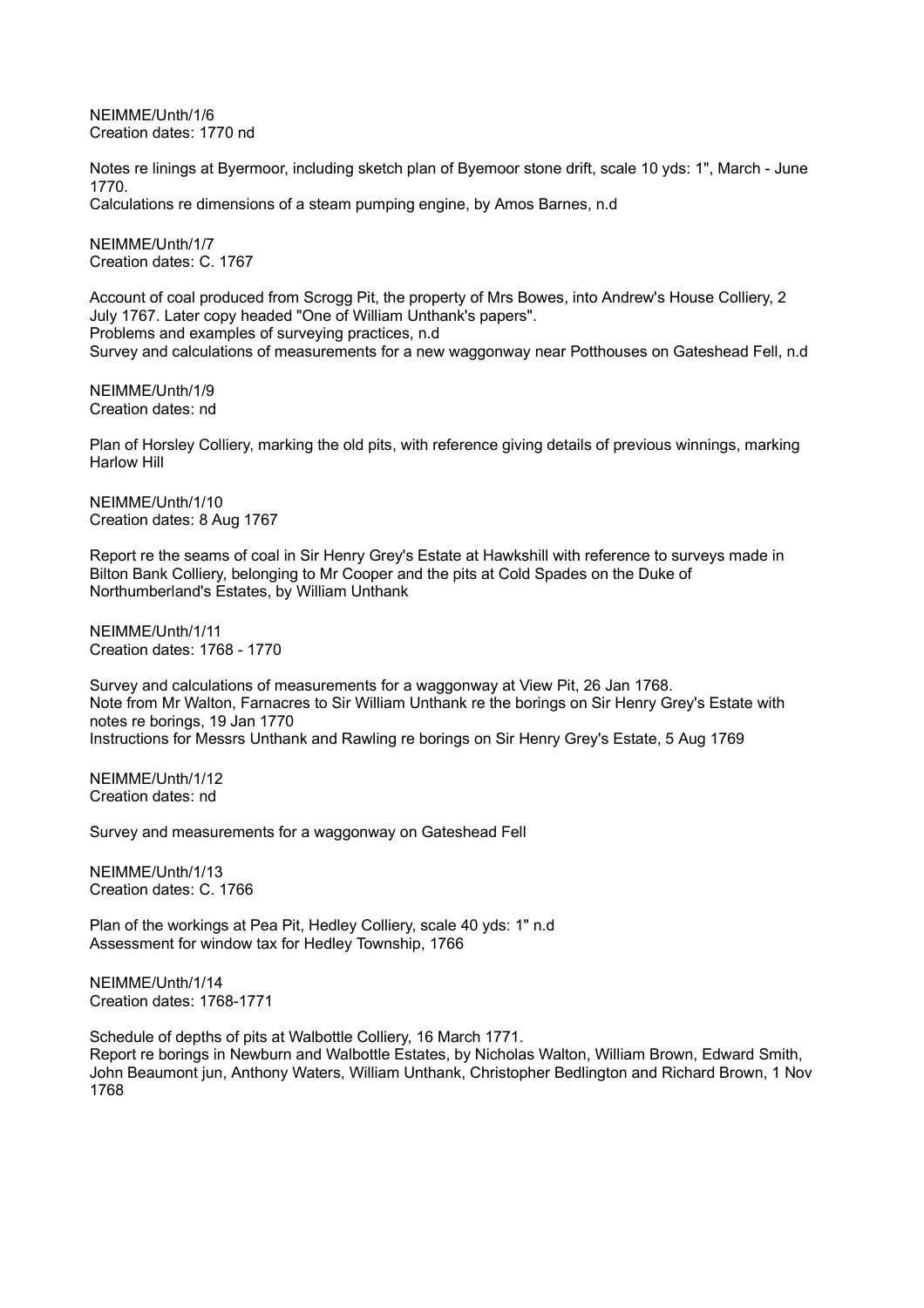NEIMME/Unth/1/6
Creation dates: 1770 nd

Notes re linings at Byermoor, including sketch plan of Byemoor stone drift, scale 10 yds: 1", March - June 1770.
Calculations re dimensions of a steam pumping engine, by Amos Barnes, n.d

NEIMME/Unth/1/7
Creation dates: C. 1767

Account of coal produced from Scrogg Pit, the property of Mrs Bowes, into Andrew's House Colliery, 2 July 1767. Later copy headed "One of William Unthank's papers".
Problems and examples of surveying practices, n.d
Survey and calculations of measurements for a new waggonway near Potthouses on Gateshead Fell, n.d

NEIMME/Unth/1/9
Creation dates: nd

Plan of Horsley Colliery, marking the old pits, with reference giving details of previous winnings, marking Harlow Hill

NEIMME/Unth/1/10
Creation dates: 8 Aug 1767

Report re the seams of coal in Sir Henry Grey's Estate at Hawkshill with reference to surveys made in Bilton Bank Colliery, belonging to Mr Cooper and the pits at Cold Spades on the Duke of Northumberland's Estates, by William Unthank

NEIMME/Unth/1/11
Creation dates: 1768 - 1770

Survey and calculations of measurements for a waggonway at View Pit, 26 Jan 1768.
Note from Mr Walton, Farnacres to Sir William Unthank re the borings on Sir Henry Grey's Estate with notes re borings, 19 Jan 1770
Instructions for Messrs Unthank and Rawling re borings on Sir Henry Grey's Estate, 5 Aug 1769

NEIMME/Unth/1/12
Creation dates: nd

Survey and measurements for a waggonway on Gateshead Fell

NEIMME/Unth/1/13
Creation dates: C. 1766

Plan of the workings at Pea Pit, Hedley Colliery, scale 40 yds: 1" n.d
Assessment for window tax for Hedley Township, 1766

NEIMME/Unth/1/14
Creation dates: 1768-1771

Schedule of depths of pits at Walbottle Colliery, 16 March 1771.
Report re borings in Newburn and Walbottle Estates, by Nicholas Walton, William Brown, Edward Smith, John Beaumont jun, Anthony Waters, William Unthank, Christopher Bedlington and Richard Brown, 1 Nov 1768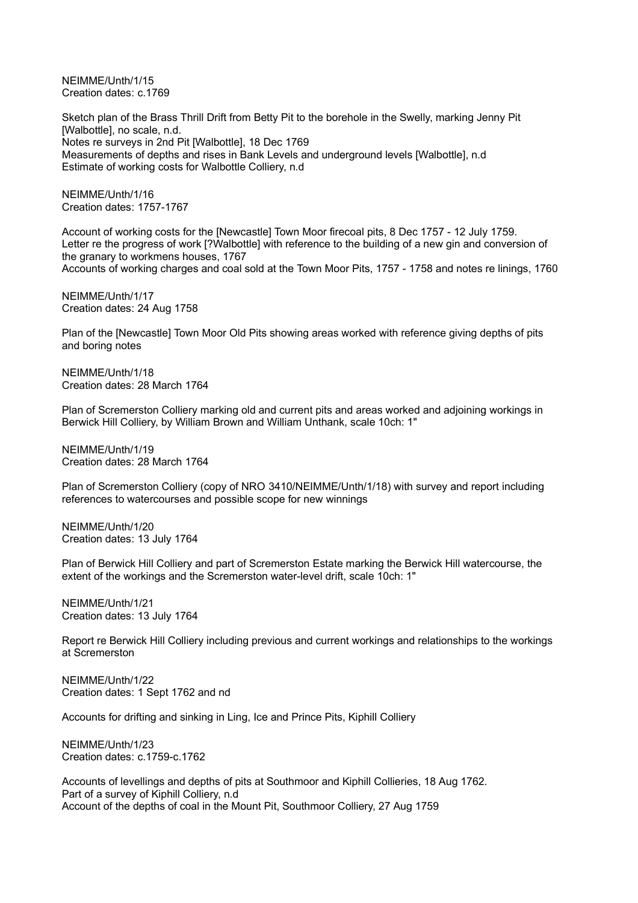NEIMME/Unth/1/15
Creation dates: c.1769

Sketch plan of the Brass Thrill Drift from Betty Pit to the borehole in the Swelly, marking Jenny Pit [Walbottle], no scale, n.d.
Notes re surveys in 2nd Pit [Walbottle], 18 Dec 1769
Measurements of depths and rises in Bank Levels and underground levels [Walbottle], n.d
Estimate of working costs for Walbottle Colliery, n.d

NEIMME/Unth/1/16
Creation dates: 1757-1767

Account of working costs for the [Newcastle] Town Moor firecoal pits, 8 Dec 1757 - 12 July 1759.
Letter re the progress of work [?Walbottle] with reference to the building of a new gin and conversion of the granary to workmens houses, 1767
Accounts of working charges and coal sold at the Town Moor Pits, 1757 - 1758 and notes re linings, 1760

NEIMME/Unth/1/17
Creation dates: 24 Aug 1758

Plan of the [Newcastle] Town Moor Old Pits showing areas worked with reference giving depths of pits and boring notes

NEIMME/Unth/1/18
Creation dates: 28 March 1764

Plan of Scremerston Colliery marking old and current pits and areas worked and adjoining workings in Berwick Hill Colliery, by William Brown and William Unthank, scale 10ch: 1"

NEIMME/Unth/1/19
Creation dates: 28 March 1764

Plan of Scremerston Colliery (copy of NRO 3410/NEIMME/Unth/1/18) with survey and report including references to watercourses and possible scope for new winnings

NEIMME/Unth/1/20
Creation dates: 13 July 1764

Plan of Berwick Hill Colliery and part of Scremerston Estate marking the Berwick Hill watercourse, the extent of the workings and the Scremerston water-level drift, scale 10ch: 1"

NEIMME/Unth/1/21
Creation dates: 13 July 1764

Report re Berwick Hill Colliery including previous and current workings and relationships to the workings at Scremerston

NEIMME/Unth/1/22
Creation dates: 1 Sept 1762 and nd

Accounts for drifting and sinking in Ling, Ice and Prince Pits, Kiphill Colliery

NEIMME/Unth/1/23
Creation dates: c.1759-c.1762

Accounts of levellings and depths of pits at Southmoor and Kiphill Collieries, 18 Aug 1762.
Part of a survey of Kiphill Colliery, n.d
Account of the depths of coal in the Mount Pit, Southmoor Colliery, 27 Aug 1759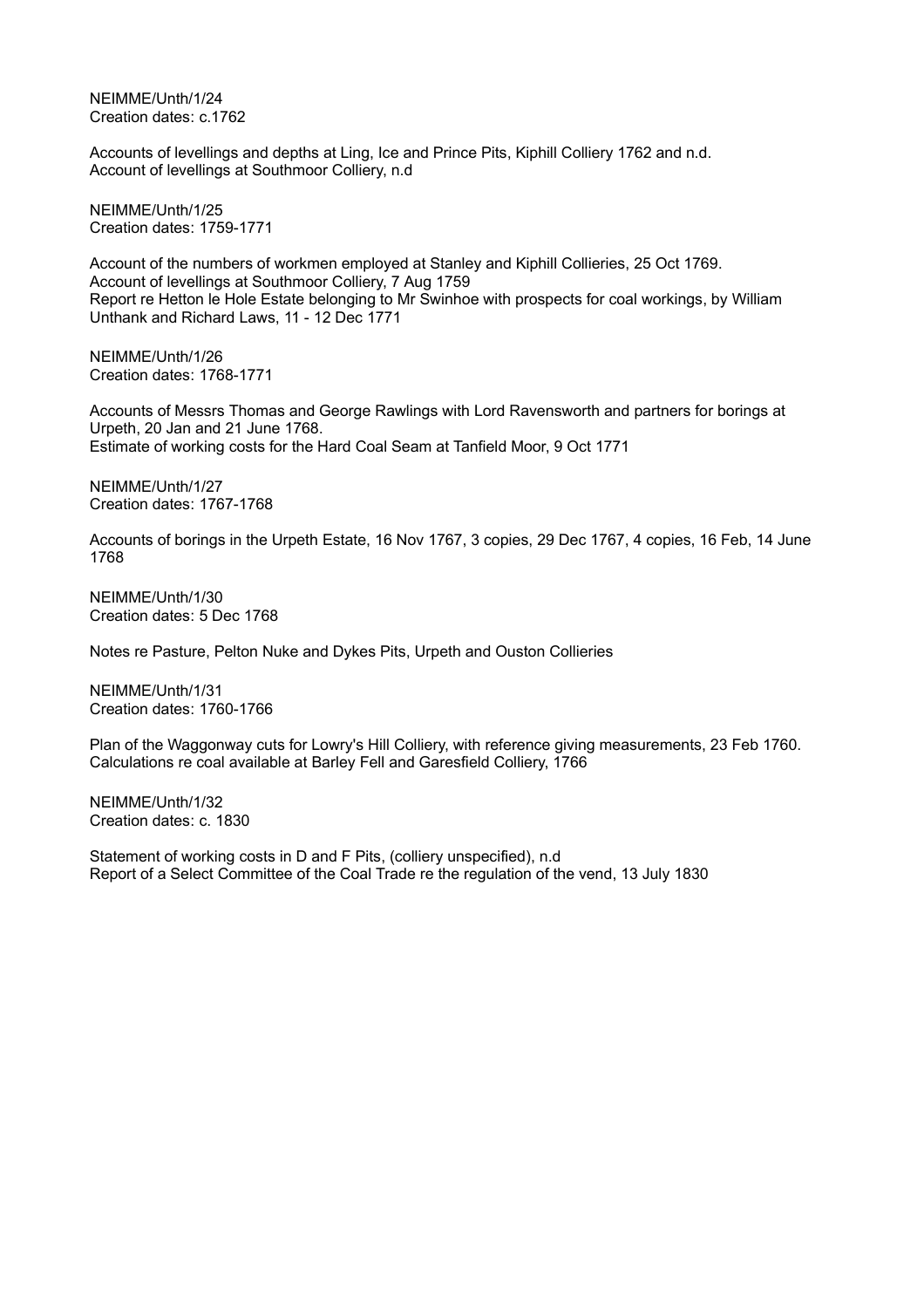NEIMME/Unth/1/24
Creation dates: c.1762

Accounts of levellings and depths at Ling, Ice and Prince Pits, Kiphill Colliery 1762 and n.d.
Account of levellings at Southmoor Colliery, n.d

NEIMME/Unth/1/25
Creation dates: 1759-1771

Account of the numbers of workmen employed at Stanley and Kiphill Collieries, 25 Oct 1769.
Account of levellings at Southmoor Colliery, 7 Aug 1759
Report re Hetton le Hole Estate belonging to Mr Swinhoe with prospects for coal workings, by William Unthank and Richard Laws, 11 - 12 Dec 1771

NEIMME/Unth/1/26
Creation dates: 1768-1771

Accounts of Messrs Thomas and George Rawlings with Lord Ravensworth and partners for borings at Urpeth, 20 Jan and 21 June 1768.
Estimate of working costs for the Hard Coal Seam at Tanfield Moor, 9 Oct 1771

NEIMME/Unth/1/27
Creation dates: 1767-1768

Accounts of borings in the Urpeth Estate, 16 Nov 1767, 3 copies, 29 Dec 1767, 4 copies, 16 Feb, 14 June 1768

NEIMME/Unth/1/30
Creation dates: 5 Dec 1768

Notes re Pasture, Pelton Nuke and Dykes Pits, Urpeth and Ouston Collieries

NEIMME/Unth/1/31
Creation dates: 1760-1766

Plan of the Waggonway cuts for Lowry's Hill Colliery, with reference giving measurements, 23 Feb 1760.
Calculations re coal available at Barley Fell and Garesfield Colliery, 1766

NEIMME/Unth/1/32
Creation dates: c. 1830

Statement of working costs in D and F Pits, (colliery unspecified), n.d
Report of a Select Committee of the Coal Trade re the regulation of the vend, 13 July 1830